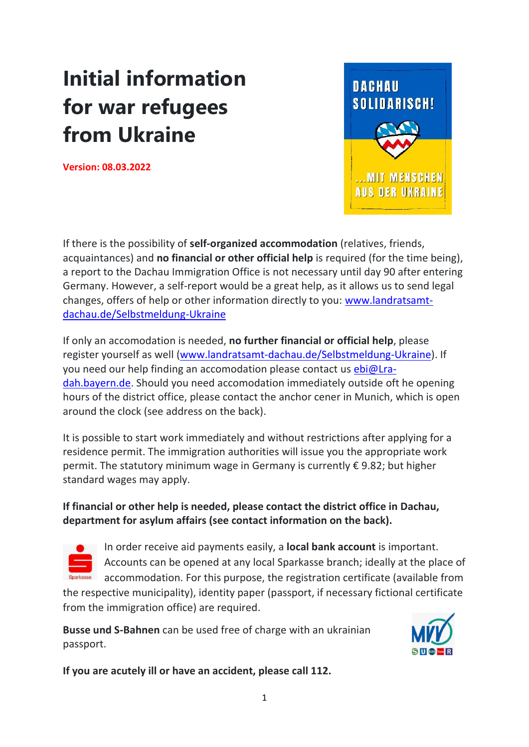# Initial information for war refugees from Ukraine

**Version: 08.03.2022**

DACHAU SOLIDARISCH!

...MIT MENSCHEN AUS DER UKRAINE

If there is the possibility of **self-organized accommodation** (relatives, friends, acquaintances) and **no financial or other official help** is required (for the time being), a report to the Dachau Immigration Office is not necessary until day 90 after entering Germany. However, a self-report would be a great help, as it allows us to send legal changes, offers of help or other information directly to you: [www.landratsamt-dachau.de/Selbstmeldung-Ukraine](www.landratsamt-dachau.de/Selbstmeldung-Ukraine)

If only an accomodation is needed, **no further financial or official help**, please register yourself as well ([www.landratsamt-dachau.de/Selbstmeldung-Ukraine](www.landratsamt-dachau.de/Selbstmeldung-Ukraine)). If you need our help finding an accomodation please contact us [ebi@Lra-dah.bayern.de](mailto:ebi@Lra-dah.bayern.de). Should you need accomodation immediately outside oft he opening hours of the district office, please contact the anchor cener in Munich, which is open around the clock (see address on the back).

It is possible to start work immediately and without restrictions after applying for a residence permit. The immigration authorities will issue you the appropriate work permit. The statutory minimum wage in Germany is currently € 9.82; but higher standard wages may apply.

**If financial or other help is needed, please contact the district office in Dachau, department for asylum affairs (see contact information on the back).**

In order receive aid payments easily, a **local bank account** is important. Accounts can be opened at any local Sparkasse branch; ideally at the place of accommodation. For this purpose, the registration certificate (available from the respective municipality), identity paper (passport, if necessary fictional certificate from the immigration office) are required.

**Busse und S-Bahnen** can be used free of charge with an ukrainian passport.

**If you are acutely ill or have an accident, please call 112.**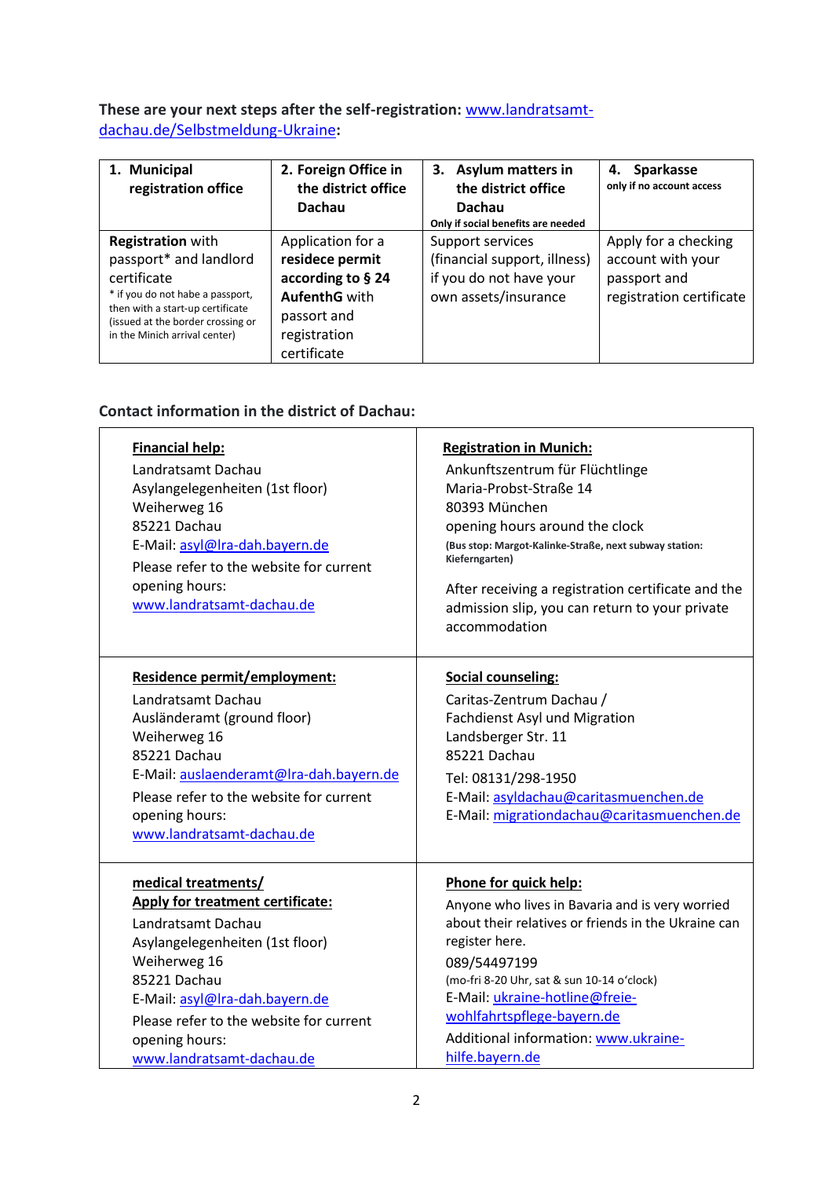**These are your next steps after the self-registration: [www.landratsamt-dachau.de/Selbstmeldung-Ukraine](www.landratsamt-dachau.de/Selbstmeldung-Ukraine):**

| 1. Municipal registration office | 2. Foreign Office in the district office Dachau | 3. Asylum matters in the district office Dachau<br>Only if social benefits are needed | 4. Sparkasse<br>only if no account access |
|---|---|---|---|
| **Registration** with passport* and landlord certificate<br>* if you do not habe a passport, then with a start-up certificate (issued at the border crossing or in the Minich arrival center) | Application for a **residece permit according to § 24 AufenthG** with passort and registration certificate | Support services (financial support, illness) if you do not have your own assets/insurance | Apply for a checking account with your passport and registration certificate |

**Contact information in the district of Dachau:**

| | |
|---|---|
| **Financial help:**<br>Landratsamt Dachau<br>Asylangelegenheiten (1st floor)<br>Weiherweg 16<br>85221 Dachau<br>E-Mail: asyl@lra-dah.bayern.de<br>Please refer to the website for current opening hours:<br>www.landratsamt-dachau.de | **Registration in Munich:**<br>Ankunftszentrum für Flüchtlinge<br>Maria-Probst-Straße 14<br>80393 München<br>opening hours around the clock<br>(Bus stop: Margot-Kalinke-Straße, next subway station: Kieferngarten)<br>After receiving a registration certificate and the admission slip, you can return to your private accommodation |
| **Residence permit/employment:**<br>Landratsamt Dachau<br>Ausländeramt (ground floor)<br>Weiherweg 16<br>85221 Dachau<br>E-Mail: auslaenderamt@lra-dah.bayern.de<br>Please refer to the website for current opening hours:<br>www.landratsamt-dachau.de | **Social counseling:**<br>Caritas-Zentrum Dachau /<br>Fachdienst Asyl und Migration<br>Landsberger Str. 11<br>85221 Dachau<br>Tel: 08131/298-1950<br>E-Mail: asyldachau@caritasmuenchen.de<br>E-Mail: migrationdachau@caritasmuenchen.de |
| **medical treatments/ Apply for treatment certificate:**<br>Landratsamt Dachau<br>Asylangelegenheiten (1st floor)<br>Weiherweg 16<br>85221 Dachau<br>E-Mail: asyl@lra-dah.bayern.de<br>Please refer to the website for current opening hours:<br>www.landratsamt-dachau.de | **Phone for quick help:**<br>Anyone who lives in Bavaria and is very worried about their relatives or friends in the Ukraine can register here.<br>089/54497199<br>(mo-fri 8-20 Uhr, sat & sun 10-14 o'clock)<br>E-Mail: ukraine-hotline@freie-wohlfahrtspflege-bayern.de<br>Additional information: www.ukraine-hilfe.bayern.de |